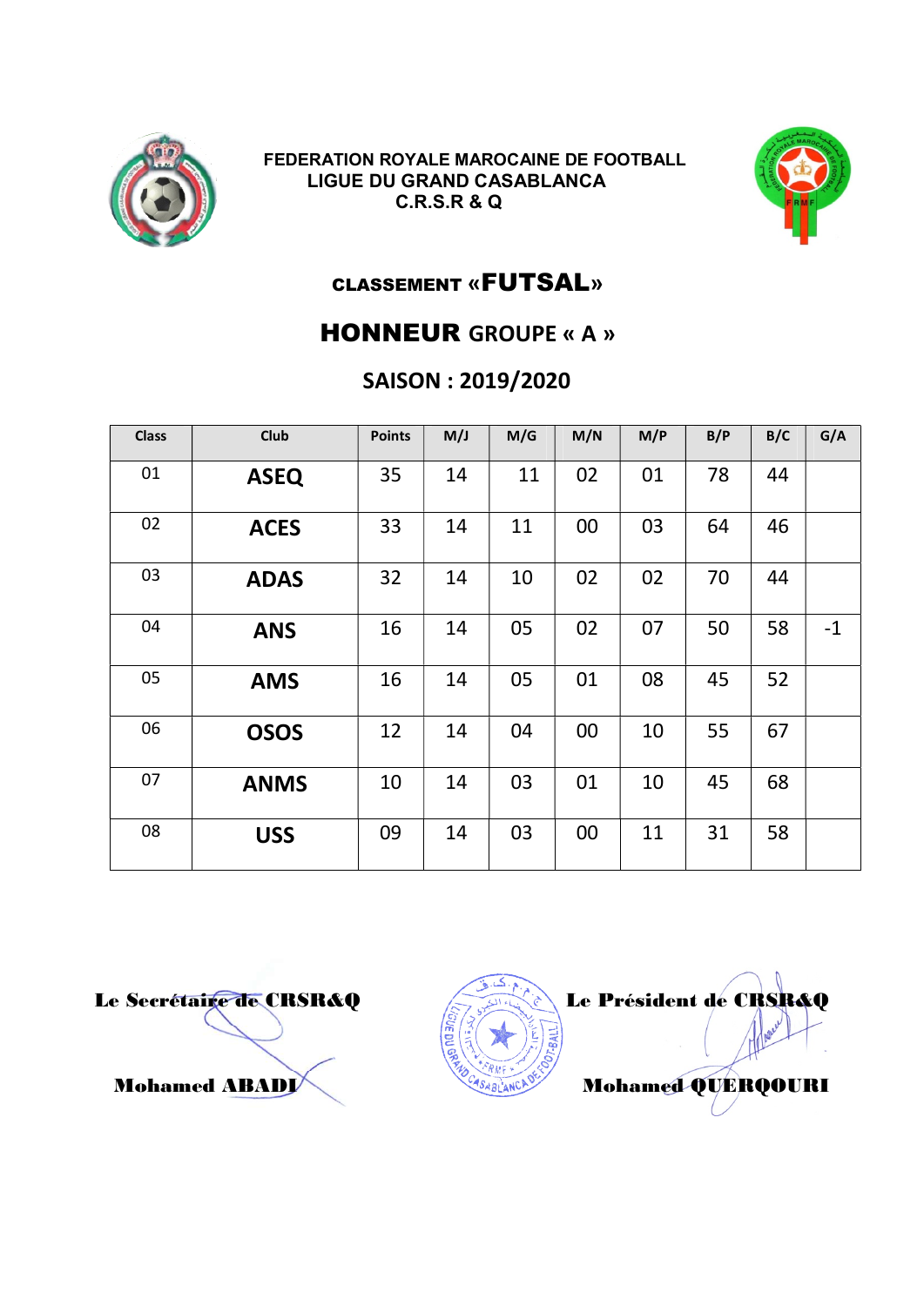FEDERATION ROYALE MAROCAINE DE FOOTBALL
LIGUE DU GRAND CASABLANCA
C.R.S.R & Q

# CLASSEMENT «FUTSAL»

## HONNEUR GROUPE « A »

## SAISON : 2019/2020

| Class | Club | Points | M/J | M/G | M/N | M/P | B/P | B/C | G/A |
|---|---|---|---|---|---|---|---|---|---|
| 01 | **ASEQ** | 35 | 14 | 11 | 02 | 01 | 78 | 44 | |
| 02 | **ACES** | 33 | 14 | 11 | 00 | 03 | 64 | 46 | |
| 03 | **ADAS** | 32 | 14 | 10 | 02 | 02 | 70 | 44 | |
| 04 | **ANS** | 16 | 14 | 05 | 02 | 07 | 50 | 58 | -1 |
| 05 | **AMS** | 16 | 14 | 05 | 01 | 08 | 45 | 52 | |
| 06 | **OSOS** | 12 | 14 | 04 | 00 | 10 | 55 | 67 | |
| 07 | **ANMS** | 10 | 14 | 03 | 01 | 10 | 45 | 68 | |
| 08 | **USS** | 09 | 14 | 03 | 00 | 11 | 31 | 58 | |

**Le Secrétaire de CRSR&Q**

**Mohamed ABADI**

**Le Président de CRSR&Q**

**Mohamed QUERQOURI**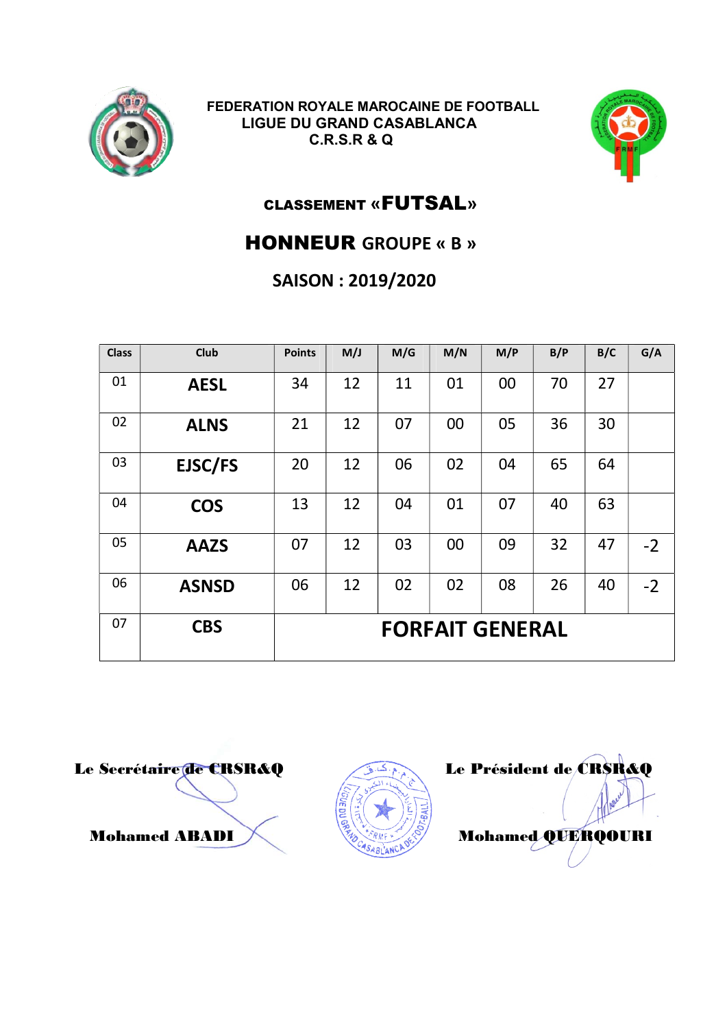FEDERATION ROYALE MAROCAINE DE FOOTBALL
LIGUE DU GRAND CASABLANCA
C.R.S.R & Q

## CLASSEMENT «FUTSAL»

## HONNEUR GROUPE « B »

## SAISON : 2019/2020

| Class | Club | Points | M/J | M/G | M/N | M/P | B/P | B/C | G/A |
|---|---|---|---|---|---|---|---|---|---|
| 01 | **AESL** | 34 | 12 | 11 | 01 | 00 | 70 | 27 | |
| 02 | **ALNS** | 21 | 12 | 07 | 00 | 05 | 36 | 30 | |
| 03 | **EJSC/FS** | 20 | 12 | 06 | 02 | 04 | 65 | 64 | |
| 04 | **COS** | 13 | 12 | 04 | 01 | 07 | 40 | 63 | |
| 05 | **AAZS** | 07 | 12 | 03 | 00 | 09 | 32 | 47 | -2 |
| 06 | **ASNSD** | 06 | 12 | 02 | 02 | 08 | 26 | 40 | -2 |
| 07 | **CBS** | **FORFAIT GENERAL** | | | | | | | |

**Le Secrétaire de CRSR&Q**

**Mohamed ABADI**

**Le Président de CRSR&Q**

**Mohamed QUERQOURI**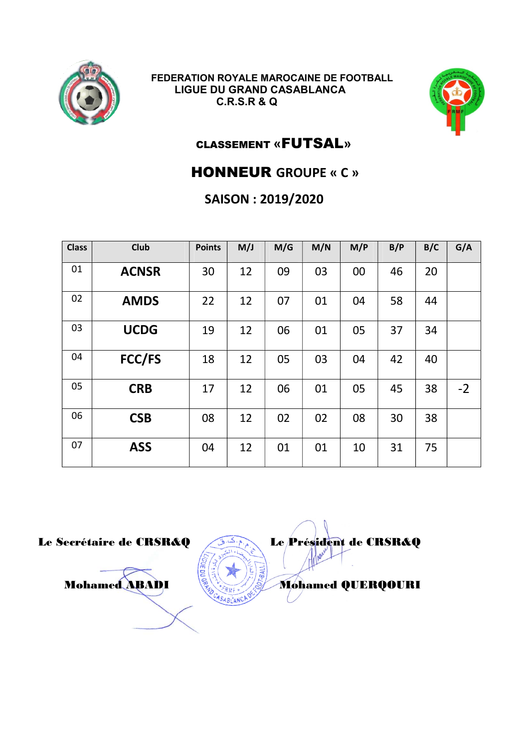FEDERATION ROYALE MAROCAINE DE FOOTBALL
LIGUE DU GRAND CASABLANCA
C.R.S.R & Q

## CLASSEMENT «FUTSAL»

## HONNEUR GROUPE « C »

## SAISON : 2019/2020

| Class | Club | Points | M/J | M/G | M/N | M/P | B/P | B/C | G/A |
|---|---|---|---|---|---|---|---|---|---|
| 01 | **ACNSR** | 30 | 12 | 09 | 03 | 00 | 46 | 20 | |
| 02 | **AMDS** | 22 | 12 | 07 | 01 | 04 | 58 | 44 | |
| 03 | **UCDG** | 19 | 12 | 06 | 01 | 05 | 37 | 34 | |
| 04 | **FCC/FS** | 18 | 12 | 05 | 03 | 04 | 42 | 40 | |
| 05 | **CRB** | 17 | 12 | 06 | 01 | 05 | 45 | 38 | -2 |
| 06 | **CSB** | 08 | 12 | 02 | 02 | 08 | 30 | 38 | |
| 07 | **ASS** | 04 | 12 | 01 | 01 | 10 | 31 | 75 | |

**Le Secrétaire de CRSR&Q**

**Mohamed ABADI**

**Le Président de CRSR&Q**

**Mohamed QUERQOURI**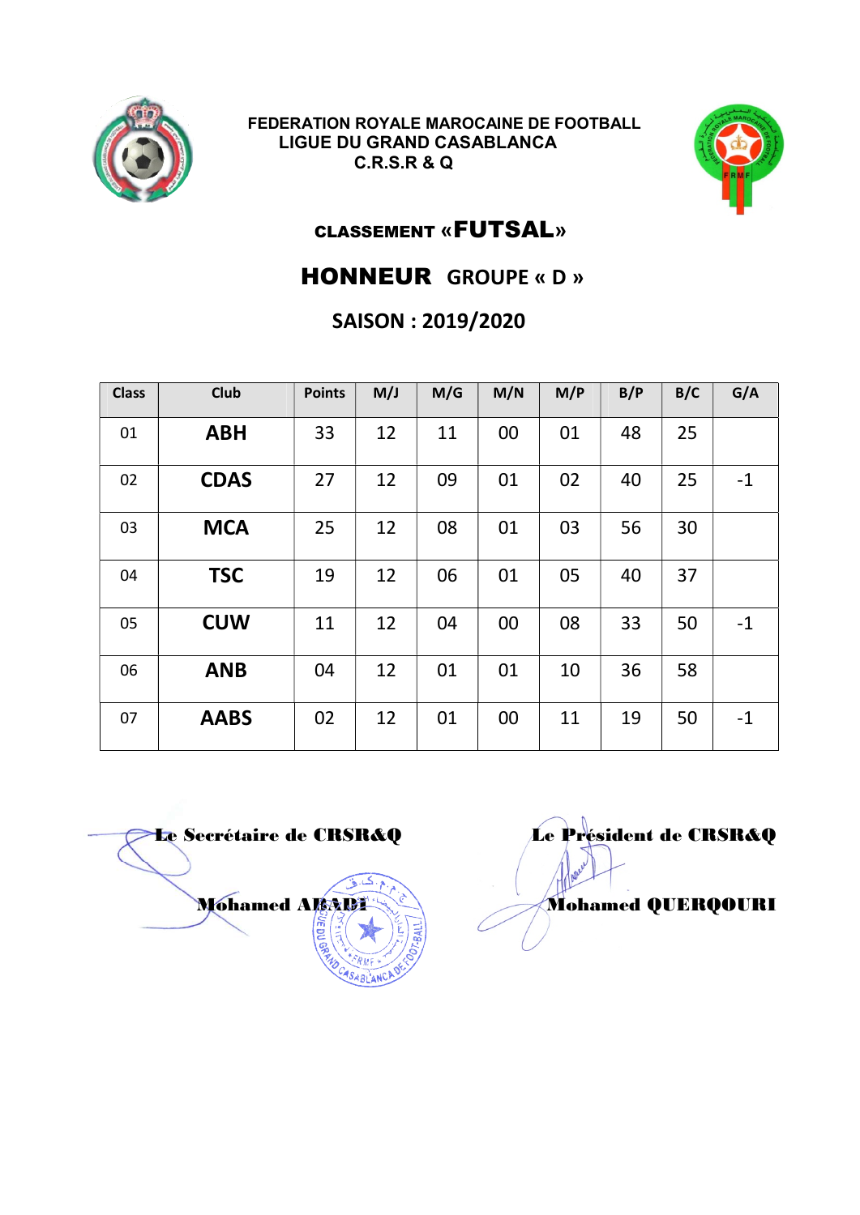FEDERATION ROYALE MAROCAINE DE FOOTBALL
LIGUE DU GRAND CASABLANCA
C.R.S.R & Q

## CLASSEMENT «FUTSAL»

## HONNEUR GROUPE « D »

## SAISON : 2019/2020

| Class | Club | Points | M/J | M/G | M/N | M/P | B/P | B/C | G/A |
|---|---|---|---|---|---|---|---|---|---|
| 01 | **ABH** | 33 | 12 | 11 | 00 | 01 | 48 | 25 | |
| 02 | **CDAS** | 27 | 12 | 09 | 01 | 02 | 40 | 25 | -1 |
| 03 | **MCA** | 25 | 12 | 08 | 01 | 03 | 56 | 30 | |
| 04 | **TSC** | 19 | 12 | 06 | 01 | 05 | 40 | 37 | |
| 05 | **CUW** | 11 | 12 | 04 | 00 | 08 | 33 | 50 | -1 |
| 06 | **ANB** | 04 | 12 | 01 | 01 | 10 | 36 | 58 | |
| 07 | **AABS** | 02 | 12 | 01 | 00 | 11 | 19 | 50 | -1 |

**Le Secrétaire de CRSR&Q**

**Mohamed ABADI**

**Le Président de CRSR&Q**

**Mohamed QUERQOURI**